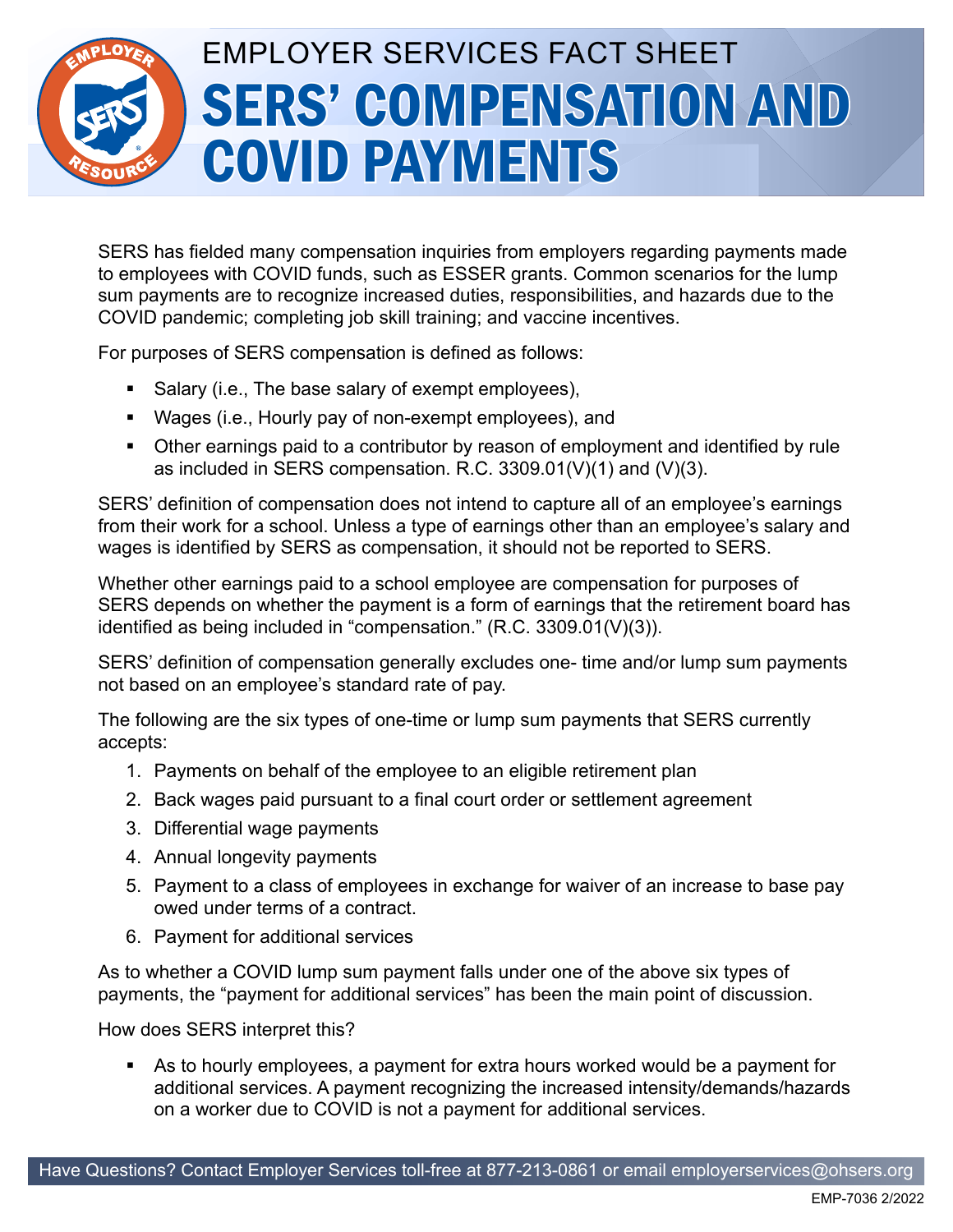# EMPLOYER SERVICES FACT SHEET

# SERS' COMPENSATION AND COVID PAYMENTS

SERS has fielded many compensation inquiries from employers regarding payments made to employees with COVID funds, such as ESSER grants. Common scenarios for the lump sum payments are to recognize increased duties, responsibilities, and hazards due to the COVID pandemic; completing job skill training; and vaccine incentives.

For purposes of SERS compensation is defined as follows:

- Salary (i.e., The base salary of exempt employees),
- Wages (i.e., Hourly pay of non-exempt employees), and
- Other earnings paid to a contributor by reason of employment and identified by rule as included in SERS compensation. R.C. 3309.01(V)(1) and (V)(3).

SERS' definition of compensation does not intend to capture all of an employee's earnings from their work for a school. Unless a type of earnings other than an employee's salary and wages is identified by SERS as compensation, it should not be reported to SERS.

Whether other earnings paid to a school employee are compensation for purposes of SERS depends on whether the payment is a form of earnings that the retirement board has identified as being included in "compensation." (R.C. 3309.01(V)(3)).

SERS' definition of compensation generally excludes one- time and/or lump sum payments not based on an employee's standard rate of pay.

The following are the six types of one-time or lump sum payments that SERS currently accepts:

1. Payments on behalf of the employee to an eligible retirement plan
2. Back wages paid pursuant to a final court order or settlement agreement
3. Differential wage payments
4. Annual longevity payments
5. Payment to a class of employees in exchange for waiver of an increase to base pay owed under terms of a contract.
6. Payment for additional services

As to whether a COVID lump sum payment falls under one of the above six types of payments, the "payment for additional services" has been the main point of discussion.

How does SERS interpret this?

- As to hourly employees, a payment for extra hours worked would be a payment for additional services. A payment recognizing the increased intensity/demands/hazards on a worker due to COVID is not a payment for additional services.

Have Questions? Contact Employer Services toll-free at 877-213-0861 or email employerservices@ohsers.org

EMP-7036 2/2022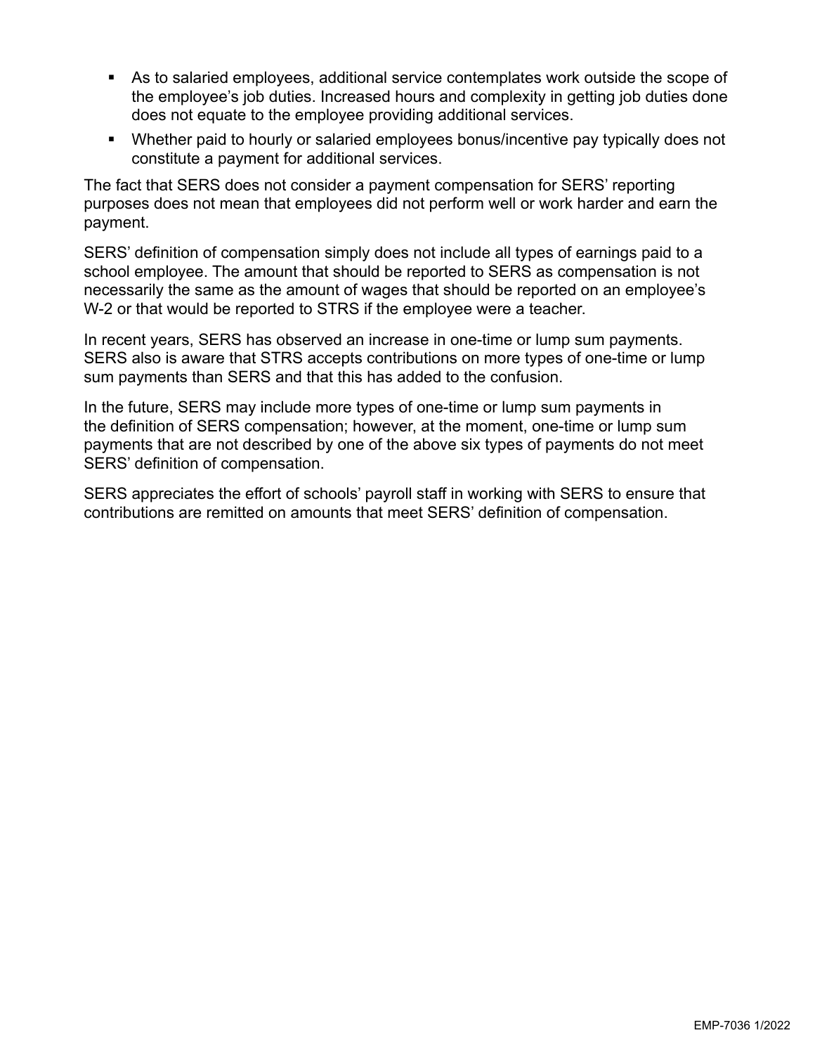- As to salaried employees, additional service contemplates work outside the scope of the employee's job duties. Increased hours and complexity in getting job duties done does not equate to the employee providing additional services.
- Whether paid to hourly or salaried employees bonus/incentive pay typically does not constitute a payment for additional services.

The fact that SERS does not consider a payment compensation for SERS' reporting purposes does not mean that employees did not perform well or work harder and earn the payment.

SERS' definition of compensation simply does not include all types of earnings paid to a school employee. The amount that should be reported to SERS as compensation is not necessarily the same as the amount of wages that should be reported on an employee's W-2 or that would be reported to STRS if the employee were a teacher.

In recent years, SERS has observed an increase in one-time or lump sum payments. SERS also is aware that STRS accepts contributions on more types of one-time or lump sum payments than SERS and that this has added to the confusion.

In the future, SERS may include more types of one-time or lump sum payments in the definition of SERS compensation; however, at the moment, one-time or lump sum payments that are not described by one of the above six types of payments do not meet SERS' definition of compensation.

SERS appreciates the effort of schools' payroll staff in working with SERS to ensure that contributions are remitted on amounts that meet SERS' definition of compensation.

EMP-7036 1/2022